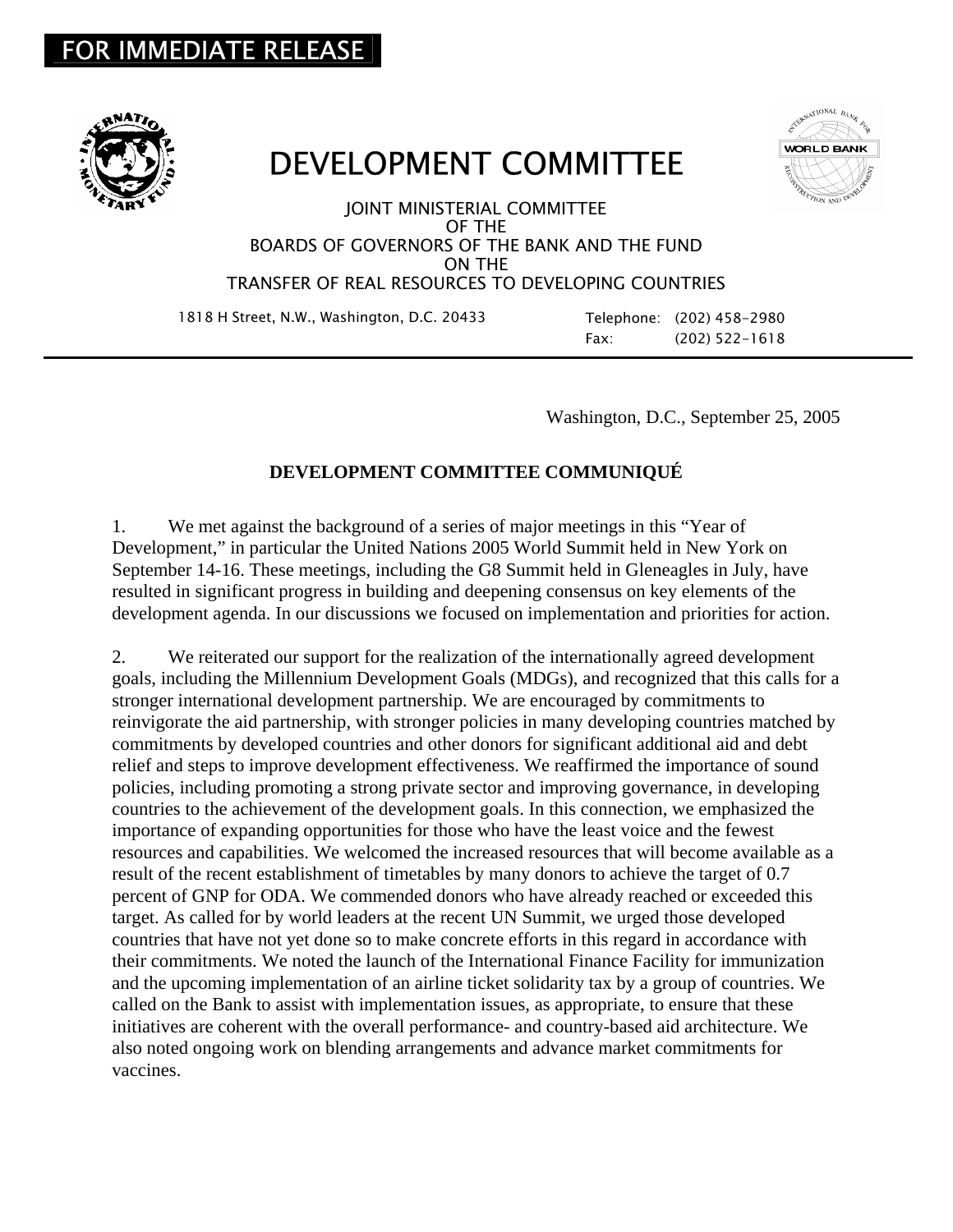FOR IMMEDIATE RELEASE

# DEVELOPMENT COMMITTEE

JOINT MINISTERIAL COMMITTEE
OF THE
BOARDS OF GOVERNORS OF THE BANK AND THE FUND
ON THE
TRANSFER OF REAL RESOURCES TO DEVELOPING COUNTRIES

1818 H Street, N.W., Washington, D.C. 20433

Telephone: (202) 458-2980
Fax: (202) 522-1618

---

Washington, D.C., September 25, 2005

## DEVELOPMENT COMMITTEE COMMUNIQUÉ

1. We met against the background of a series of major meetings in this "Year of Development," in particular the United Nations 2005 World Summit held in New York on September 14-16. These meetings, including the G8 Summit held in Gleneagles in July, have resulted in significant progress in building and deepening consensus on key elements of the development agenda. In our discussions we focused on implementation and priorities for action.

2. We reiterated our support for the realization of the internationally agreed development goals, including the Millennium Development Goals (MDGs), and recognized that this calls for a stronger international development partnership. We are encouraged by commitments to reinvigorate the aid partnership, with stronger policies in many developing countries matched by commitments by developed countries and other donors for significant additional aid and debt relief and steps to improve development effectiveness. We reaffirmed the importance of sound policies, including promoting a strong private sector and improving governance, in developing countries to the achievement of the development goals. In this connection, we emphasized the importance of expanding opportunities for those who have the least voice and the fewest resources and capabilities. We welcomed the increased resources that will become available as a result of the recent establishment of timetables by many donors to achieve the target of 0.7 percent of GNP for ODA. We commended donors who have already reached or exceeded this target. As called for by world leaders at the recent UN Summit, we urged those developed countries that have not yet done so to make concrete efforts in this regard in accordance with their commitments. We noted the launch of the International Finance Facility for immunization and the upcoming implementation of an airline ticket solidarity tax by a group of countries. We called on the Bank to assist with implementation issues, as appropriate, to ensure that these initiatives are coherent with the overall performance- and country-based aid architecture. We also noted ongoing work on blending arrangements and advance market commitments for vaccines.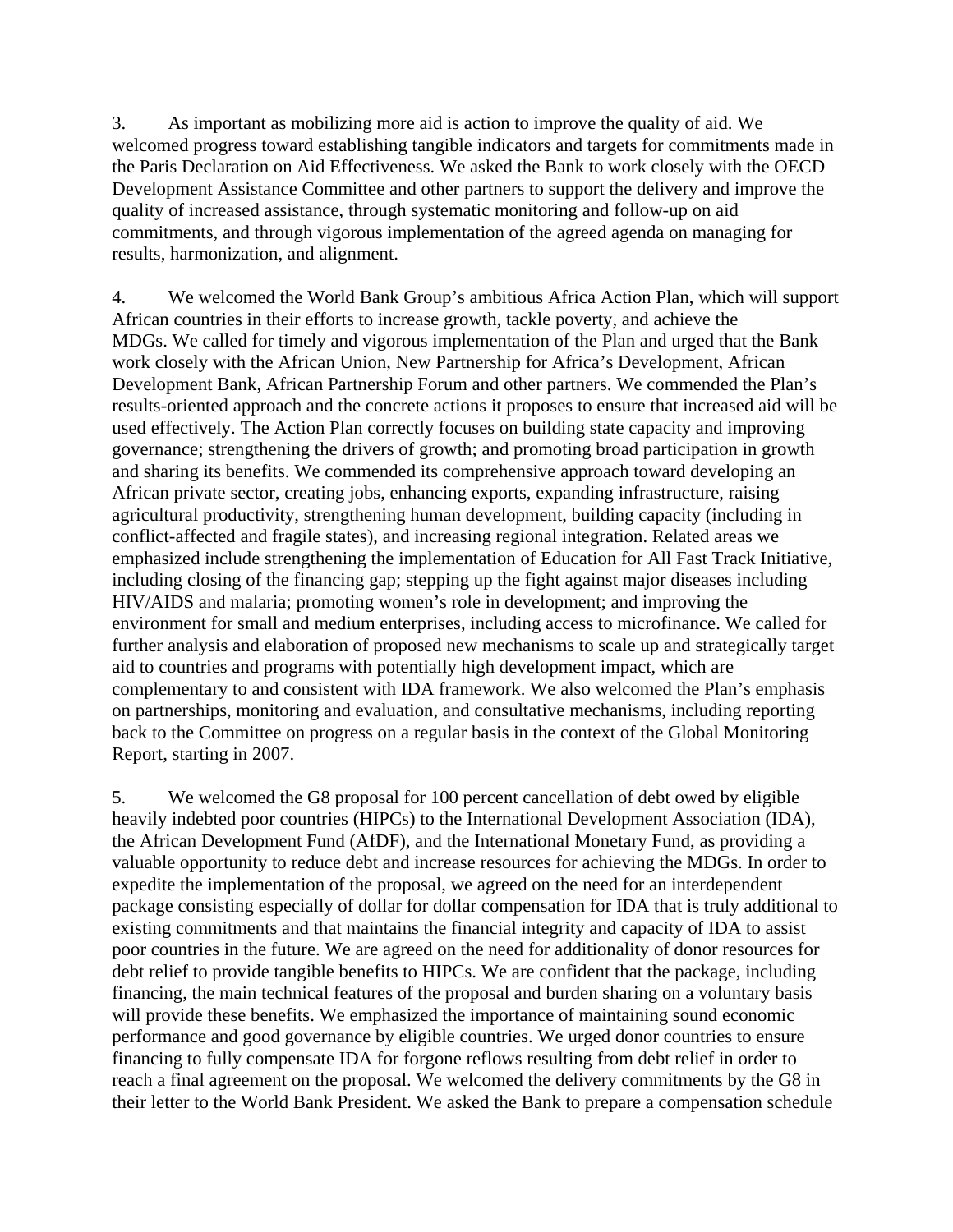3. As important as mobilizing more aid is action to improve the quality of aid. We welcomed progress toward establishing tangible indicators and targets for commitments made in the Paris Declaration on Aid Effectiveness. We asked the Bank to work closely with the OECD Development Assistance Committee and other partners to support the delivery and improve the quality of increased assistance, through systematic monitoring and follow-up on aid commitments, and through vigorous implementation of the agreed agenda on managing for results, harmonization, and alignment.

4. We welcomed the World Bank Group's ambitious Africa Action Plan, which will support African countries in their efforts to increase growth, tackle poverty, and achieve the MDGs. We called for timely and vigorous implementation of the Plan and urged that the Bank work closely with the African Union, New Partnership for Africa's Development, African Development Bank, African Partnership Forum and other partners. We commended the Plan's results-oriented approach and the concrete actions it proposes to ensure that increased aid will be used effectively. The Action Plan correctly focuses on building state capacity and improving governance; strengthening the drivers of growth; and promoting broad participation in growth and sharing its benefits. We commended its comprehensive approach toward developing an African private sector, creating jobs, enhancing exports, expanding infrastructure, raising agricultural productivity, strengthening human development, building capacity (including in conflict-affected and fragile states), and increasing regional integration. Related areas we emphasized include strengthening the implementation of Education for All Fast Track Initiative, including closing of the financing gap; stepping up the fight against major diseases including HIV/AIDS and malaria; promoting women's role in development; and improving the environment for small and medium enterprises, including access to microfinance. We called for further analysis and elaboration of proposed new mechanisms to scale up and strategically target aid to countries and programs with potentially high development impact, which are complementary to and consistent with IDA framework. We also welcomed the Plan's emphasis on partnerships, monitoring and evaluation, and consultative mechanisms, including reporting back to the Committee on progress on a regular basis in the context of the Global Monitoring Report, starting in 2007.

5. We welcomed the G8 proposal for 100 percent cancellation of debt owed by eligible heavily indebted poor countries (HIPCs) to the International Development Association (IDA), the African Development Fund (AfDF), and the International Monetary Fund, as providing a valuable opportunity to reduce debt and increase resources for achieving the MDGs. In order to expedite the implementation of the proposal, we agreed on the need for an interdependent package consisting especially of dollar for dollar compensation for IDA that is truly additional to existing commitments and that maintains the financial integrity and capacity of IDA to assist poor countries in the future. We are agreed on the need for additionality of donor resources for debt relief to provide tangible benefits to HIPCs. We are confident that the package, including financing, the main technical features of the proposal and burden sharing on a voluntary basis will provide these benefits. We emphasized the importance of maintaining sound economic performance and good governance by eligible countries. We urged donor countries to ensure financing to fully compensate IDA for forgone reflows resulting from debt relief in order to reach a final agreement on the proposal. We welcomed the delivery commitments by the G8 in their letter to the World Bank President. We asked the Bank to prepare a compensation schedule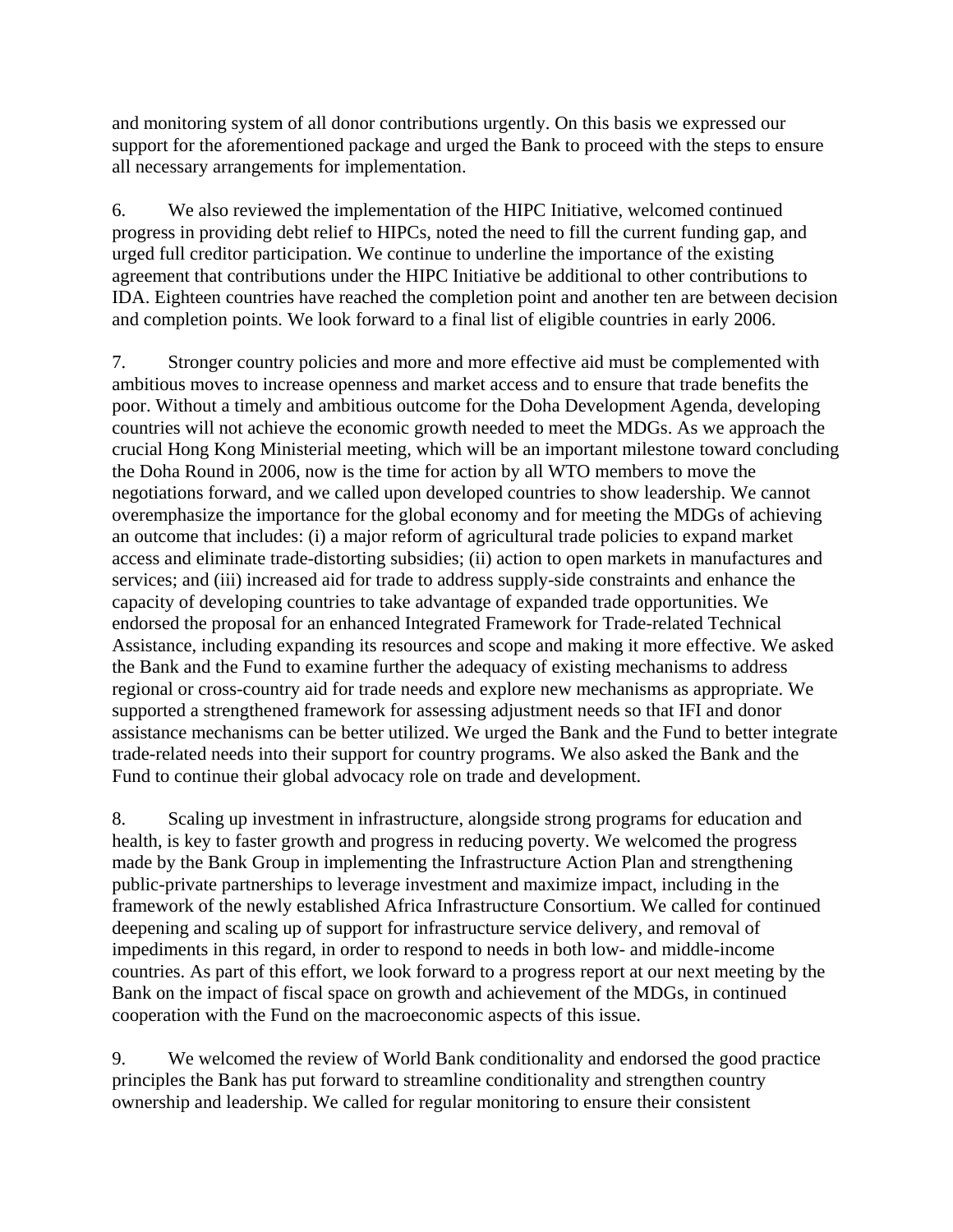and monitoring system of all donor contributions urgently. On this basis we expressed our support for the aforementioned package and urged the Bank to proceed with the steps to ensure all necessary arrangements for implementation.

6. We also reviewed the implementation of the HIPC Initiative, welcomed continued progress in providing debt relief to HIPCs, noted the need to fill the current funding gap, and urged full creditor participation. We continue to underline the importance of the existing agreement that contributions under the HIPC Initiative be additional to other contributions to IDA. Eighteen countries have reached the completion point and another ten are between decision and completion points. We look forward to a final list of eligible countries in early 2006.

7. Stronger country policies and more and more effective aid must be complemented with ambitious moves to increase openness and market access and to ensure that trade benefits the poor. Without a timely and ambitious outcome for the Doha Development Agenda, developing countries will not achieve the economic growth needed to meet the MDGs. As we approach the crucial Hong Kong Ministerial meeting, which will be an important milestone toward concluding the Doha Round in 2006, now is the time for action by all WTO members to move the negotiations forward, and we called upon developed countries to show leadership. We cannot overemphasize the importance for the global economy and for meeting the MDGs of achieving an outcome that includes: (i) a major reform of agricultural trade policies to expand market access and eliminate trade-distorting subsidies; (ii) action to open markets in manufactures and services; and (iii) increased aid for trade to address supply-side constraints and enhance the capacity of developing countries to take advantage of expanded trade opportunities. We endorsed the proposal for an enhanced Integrated Framework for Trade-related Technical Assistance, including expanding its resources and scope and making it more effective. We asked the Bank and the Fund to examine further the adequacy of existing mechanisms to address regional or cross-country aid for trade needs and explore new mechanisms as appropriate. We supported a strengthened framework for assessing adjustment needs so that IFI and donor assistance mechanisms can be better utilized. We urged the Bank and the Fund to better integrate trade-related needs into their support for country programs. We also asked the Bank and the Fund to continue their global advocacy role on trade and development.

8. Scaling up investment in infrastructure, alongside strong programs for education and health, is key to faster growth and progress in reducing poverty. We welcomed the progress made by the Bank Group in implementing the Infrastructure Action Plan and strengthening public-private partnerships to leverage investment and maximize impact, including in the framework of the newly established Africa Infrastructure Consortium. We called for continued deepening and scaling up of support for infrastructure service delivery, and removal of impediments in this regard, in order to respond to needs in both low- and middle-income countries. As part of this effort, we look forward to a progress report at our next meeting by the Bank on the impact of fiscal space on growth and achievement of the MDGs, in continued cooperation with the Fund on the macroeconomic aspects of this issue.

9. We welcomed the review of World Bank conditionality and endorsed the good practice principles the Bank has put forward to streamline conditionality and strengthen country ownership and leadership. We called for regular monitoring to ensure their consistent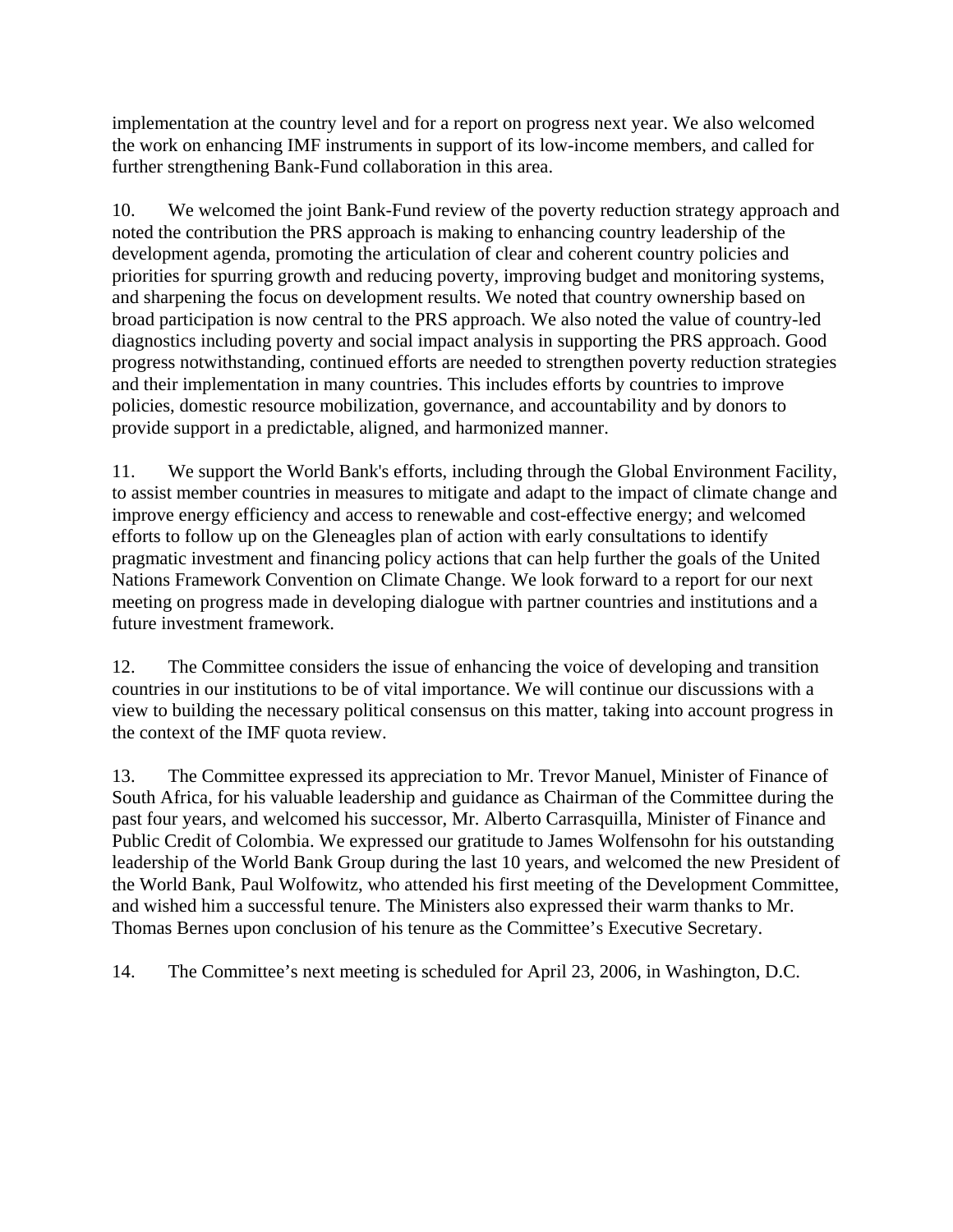implementation at the country level and for a report on progress next year. We also welcomed the work on enhancing IMF instruments in support of its low-income members, and called for further strengthening Bank-Fund collaboration in this area.

10. We welcomed the joint Bank-Fund review of the poverty reduction strategy approach and noted the contribution the PRS approach is making to enhancing country leadership of the development agenda, promoting the articulation of clear and coherent country policies and priorities for spurring growth and reducing poverty, improving budget and monitoring systems, and sharpening the focus on development results. We noted that country ownership based on broad participation is now central to the PRS approach. We also noted the value of country-led diagnostics including poverty and social impact analysis in supporting the PRS approach. Good progress notwithstanding, continued efforts are needed to strengthen poverty reduction strategies and their implementation in many countries. This includes efforts by countries to improve policies, domestic resource mobilization, governance, and accountability and by donors to provide support in a predictable, aligned, and harmonized manner.

11. We support the World Bank's efforts, including through the Global Environment Facility, to assist member countries in measures to mitigate and adapt to the impact of climate change and improve energy efficiency and access to renewable and cost-effective energy; and welcomed efforts to follow up on the Gleneagles plan of action with early consultations to identify pragmatic investment and financing policy actions that can help further the goals of the United Nations Framework Convention on Climate Change. We look forward to a report for our next meeting on progress made in developing dialogue with partner countries and institutions and a future investment framework.

12. The Committee considers the issue of enhancing the voice of developing and transition countries in our institutions to be of vital importance. We will continue our discussions with a view to building the necessary political consensus on this matter, taking into account progress in the context of the IMF quota review.

13. The Committee expressed its appreciation to Mr. Trevor Manuel, Minister of Finance of South Africa, for his valuable leadership and guidance as Chairman of the Committee during the past four years, and welcomed his successor, Mr. Alberto Carrasquilla, Minister of Finance and Public Credit of Colombia. We expressed our gratitude to James Wolfensohn for his outstanding leadership of the World Bank Group during the last 10 years, and welcomed the new President of the World Bank, Paul Wolfowitz, who attended his first meeting of the Development Committee, and wished him a successful tenure. The Ministers also expressed their warm thanks to Mr. Thomas Bernes upon conclusion of his tenure as the Committee's Executive Secretary.

14. The Committee's next meeting is scheduled for April 23, 2006, in Washington, D.C.